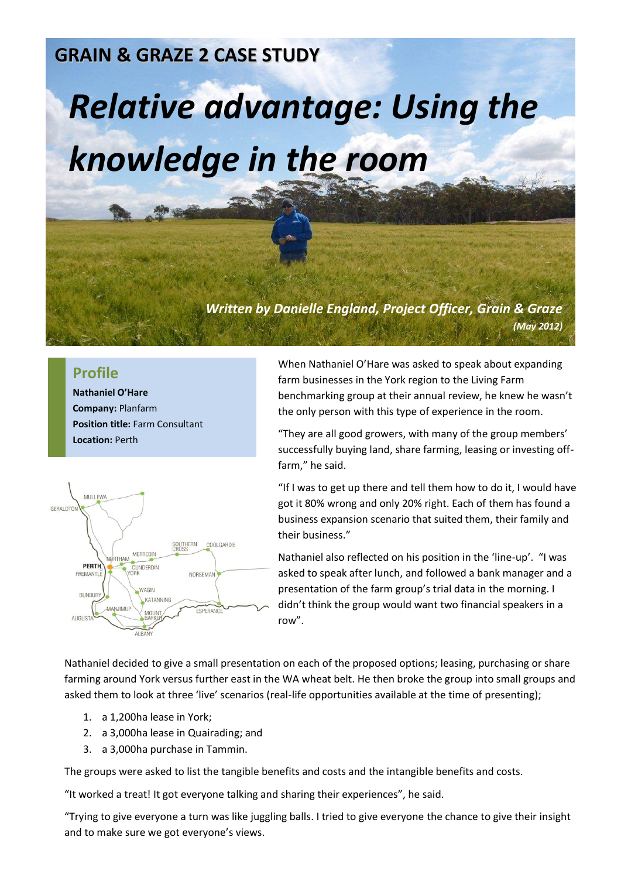**GRAIN & GRAZE 2 CASE STUDY**

# *Relative advantage: Using the knowledge in the room*

***Written by Danielle England, Project Officer, Grain & Graze***
***(May 2012)***

## Profile

**Nathaniel O'Hare**
**Company:** Planfarm
**Position title:** Farm Consultant
**Location:** Perth

When Nathaniel O'Hare was asked to speak about expanding farm businesses in the York region to the Living Farm benchmarking group at their annual review, he knew he wasn't the only person with this type of experience in the room.

"They are all good growers, with many of the group members' successfully buying land, share farming, leasing or investing off-farm," he said.

"If I was to get up there and tell them how to do it, I would have got it 80% wrong and only 20% right. Each of them has found a business expansion scenario that suited them, their family and their business."

Nathaniel also reflected on his position in the 'line-up'. "I was asked to speak after lunch, and followed a bank manager and a presentation of the farm group's trial data in the morning. I didn't think the group would want two financial speakers in a row".

Nathaniel decided to give a small presentation on each of the proposed options; leasing, purchasing or share farming around York versus further east in the WA wheat belt. He then broke the group into small groups and asked them to look at three 'live' scenarios (real-life opportunities available at the time of presenting);

1. a 1,200ha lease in York;
2. a 3,000ha lease in Quairading; and
3. a 3,000ha purchase in Tammin.

The groups were asked to list the tangible benefits and costs and the intangible benefits and costs.

"It worked a treat! It got everyone talking and sharing their experiences", he said.

"Trying to give everyone a turn was like juggling balls. I tried to give everyone the chance to give their insight and to make sure we got everyone's views.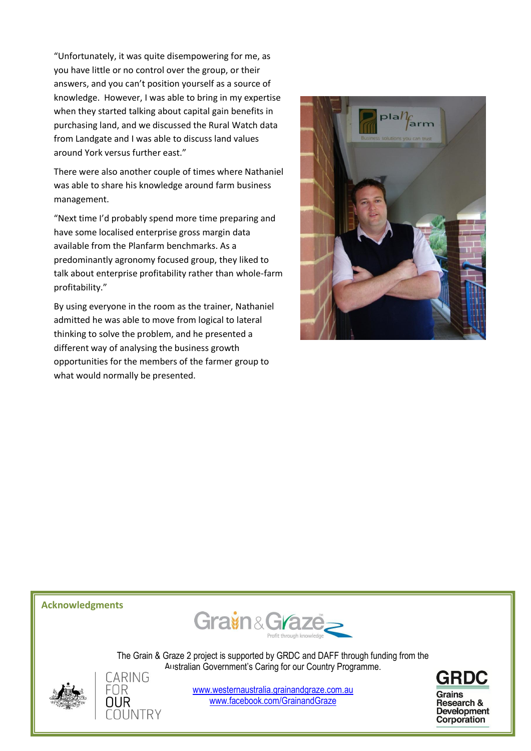"Unfortunately, it was quite disempowering for me, as you have little or no control over the group, or their answers, and you can't position yourself as a source of knowledge. However, I was able to bring in my expertise when they started talking about capital gain benefits in purchasing land, and we discussed the Rural Watch data from Landgate and I was able to discuss land values around York versus further east."

There were also another couple of times where Nathaniel was able to share his knowledge around farm business management.

"Next time I'd probably spend more time preparing and have some localised enterprise gross margin data available from the Planfarm benchmarks. As a predominantly agronomy focused group, they liked to talk about enterprise profitability rather than whole-farm profitability."

By using everyone in the room as the trainer, Nathaniel admitted he was able to move from logical to lateral thinking to solve the problem, and he presented a different way of analysing the business growth opportunities for the members of the farmer group to what would normally be presented.

**Acknowledgments**

The Grain & Graze 2 project is supported by GRDC and DAFF through funding from the Australian Government's Caring for our Country Programme.

www.westernaustralia.grainandgraze.com.au
www.facebook.com/GrainandGraze